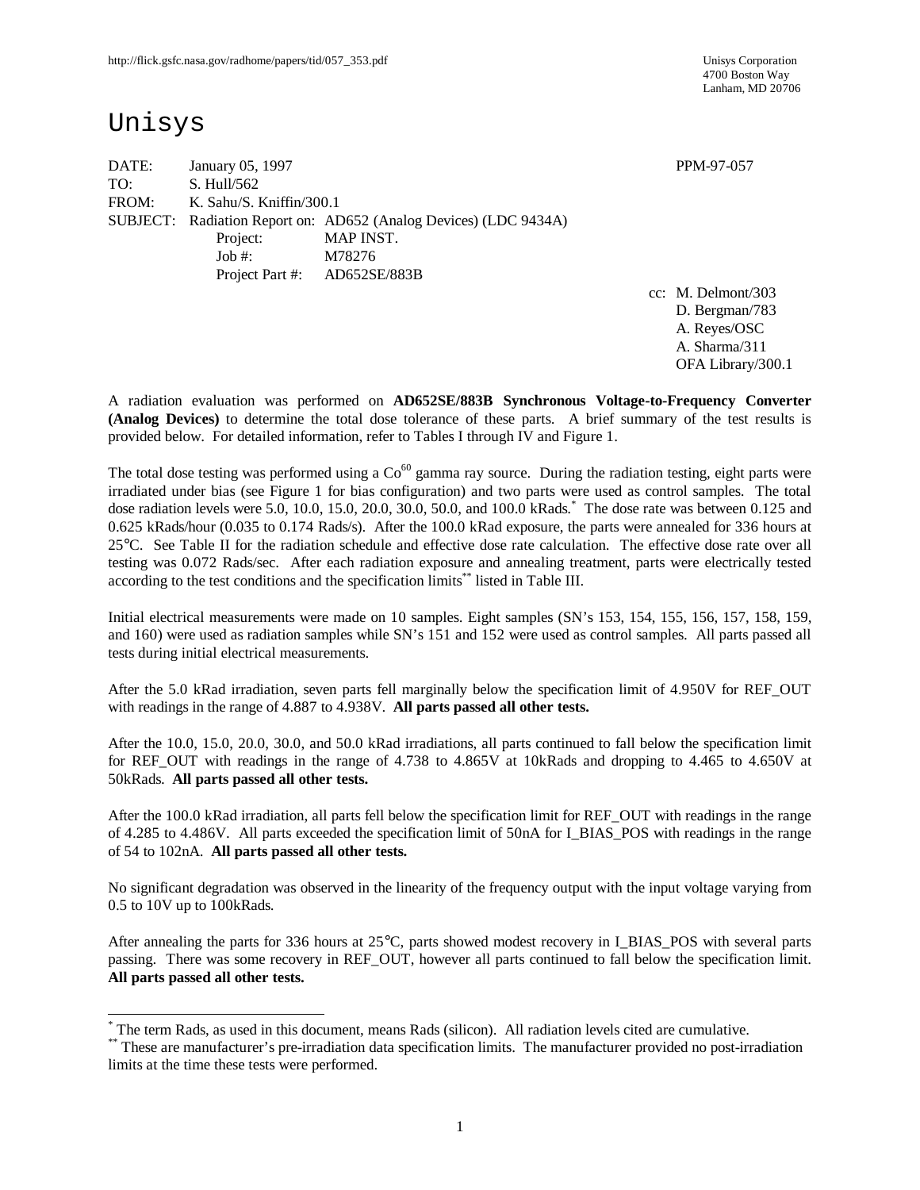http://flick.gsfc.nasa.gov/radhome/papers/tid/057_353.pdf

Unisys Corporation
4700 Boston Way
Lanham, MD 20706

# Unisys

DATE: January 05, 1997 PPM-97-057

TO: S. Hull/562

FROM: K. Sahu/S. Kniffin/300.1

SUBJECT: Radiation Report on: AD652 (Analog Devices) (LDC 9434A)

Project: MAP INST.

Job #: M78276

Project Part #: AD652SE/883B

cc: M. Delmont/303
D. Bergman/783
A. Reyes/OSC
A. Sharma/311
OFA Library/300.1

A radiation evaluation was performed on **AD652SE/883B Synchronous Voltage-to-Frequency Converter (Analog Devices)** to determine the total dose tolerance of these parts. A brief summary of the test results is provided below. For detailed information, refer to Tables I through IV and Figure 1.

The total dose testing was performed using a $Co^{60}$ gamma ray source. During the radiation testing, eight parts were irradiated under bias (see Figure 1 for bias configuration) and two parts were used as control samples. The total dose radiation levels were 5.0, 10.0, 15.0, 20.0, 30.0, 50.0, and 100.0 kRads.[*] The dose rate was between 0.125 and 0.625 kRads/hour (0.035 to 0.174 Rads/s). After the 100.0 kRad exposure, the parts were annealed for 336 hours at 25°C. See Table II for the radiation schedule and effective dose rate calculation. The effective dose rate over all testing was 0.072 Rads/sec. After each radiation exposure and annealing treatment, parts were electrically tested according to the test conditions and the specification limits[**] listed in Table III.

Initial electrical measurements were made on 10 samples. Eight samples (SN's 153, 154, 155, 156, 157, 158, 159, and 160) were used as radiation samples while SN's 151 and 152 were used as control samples. All parts passed all tests during initial electrical measurements.

After the 5.0 kRad irradiation, seven parts fell marginally below the specification limit of 4.950V for REF_OUT with readings in the range of 4.887 to 4.938V. **All parts passed all other tests.**

After the 10.0, 15.0, 20.0, 30.0, and 50.0 kRad irradiations, all parts continued to fall below the specification limit for REF_OUT with readings in the range of 4.738 to 4.865V at 10kRads and dropping to 4.465 to 4.650V at 50kRads. **All parts passed all other tests.**

After the 100.0 kRad irradiation, all parts fell below the specification limit for REF_OUT with readings in the range of 4.285 to 4.486V. All parts exceeded the specification limit of 50nA for I_BIAS_POS with readings in the range of 54 to 102nA. **All parts passed all other tests.**

No significant degradation was observed in the linearity of the frequency output with the input voltage varying from 0.5 to 10V up to 100kRads.

After annealing the parts for 336 hours at 25°C, parts showed modest recovery in I_BIAS_POS with several parts passing. There was some recovery in REF_OUT, however all parts continued to fall below the specification limit. **All parts passed all other tests.**

---

[*] The term Rads, as used in this document, means Rads (silicon). All radiation levels cited are cumulative.

[**] These are manufacturer's pre-irradiation data specification limits. The manufacturer provided no post-irradiation limits at the time these tests were performed.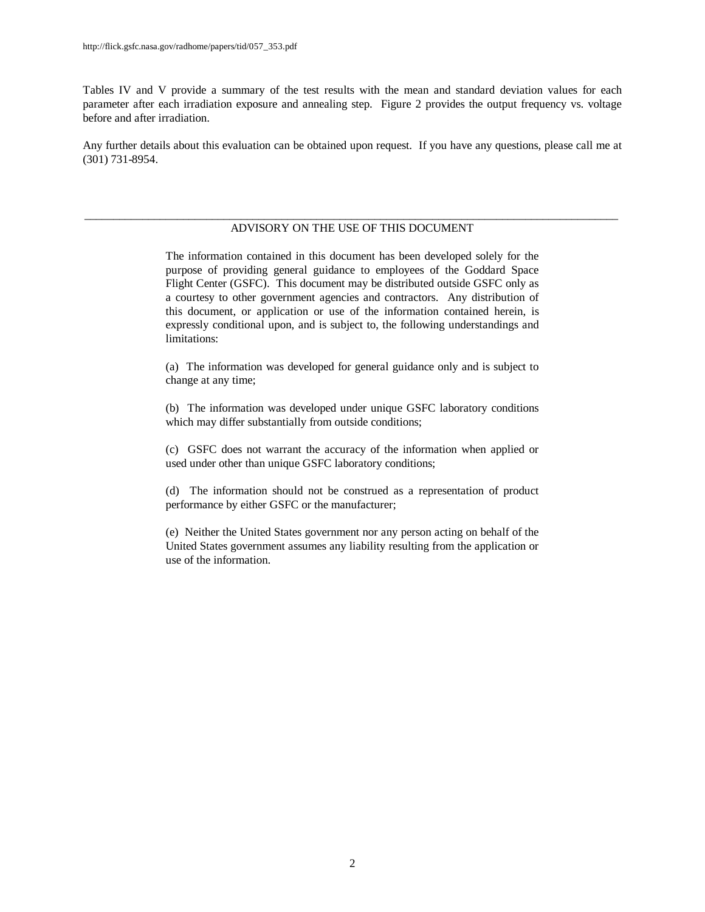Tables IV and V provide a summary of the test results with the mean and standard deviation values for each parameter after each irradiation exposure and annealing step. Figure 2 provides the output frequency vs. voltage before and after irradiation.

Any further details about this evaluation can be obtained upon request. If you have any questions, please call me at (301) 731-8954.

---

## ADVISORY ON THE USE OF THIS DOCUMENT

The information contained in this document has been developed solely for the purpose of providing general guidance to employees of the Goddard Space Flight Center (GSFC). This document may be distributed outside GSFC only as a courtesy to other government agencies and contractors. Any distribution of this document, or application or use of the information contained herein, is expressly conditional upon, and is subject to, the following understandings and limitations:

(a) The information was developed for general guidance only and is subject to change at any time;

(b) The information was developed under unique GSFC laboratory conditions which may differ substantially from outside conditions;

(c) GSFC does not warrant the accuracy of the information when applied or used under other than unique GSFC laboratory conditions;

(d) The information should not be construed as a representation of product performance by either GSFC or the manufacturer;

(e) Neither the United States government nor any person acting on behalf of the United States government assumes any liability resulting from the application or use of the information.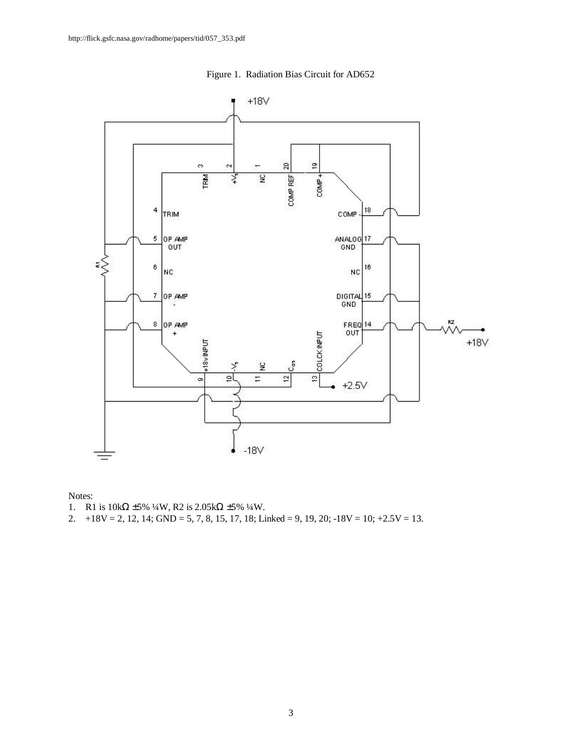Figure 1. Radiation Bias Circuit for AD652

Notes:

1. R1 is 10kΩ ±5% ¼W, R2 is 2.05kΩ ±5% ¼W.
2. +18V = 2, 12, 14; GND = 5, 7, 8, 15, 17, 18; Linked = 9, 19, 20; -18V = 10; +2.5V = 13.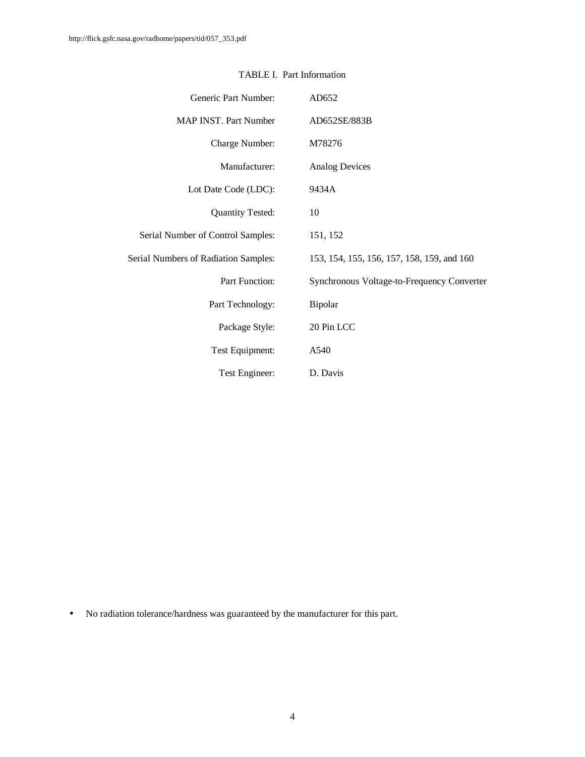TABLE I. Part Information

| | |
|---|---|
| Generic Part Number: | AD652 |
| MAP INST. Part Number | AD652SE/883B |
| Charge Number: | M78276 |
| Manufacturer: | Analog Devices |
| Lot Date Code (LDC): | 9434A |
| Quantity Tested: | 10 |
| Serial Number of Control Samples: | 151, 152 |
| Serial Numbers of Radiation Samples: | 153, 154, 155, 156, 157, 158, 159, and 160 |
| Part Function: | Synchronous Voltage-to-Frequency Converter |
| Part Technology: | Bipolar |
| Package Style: | 20 Pin LCC |
| Test Equipment: | A540 |
| Test Engineer: | D. Davis |

- No radiation tolerance/hardness was guaranteed by the manufacturer for this part.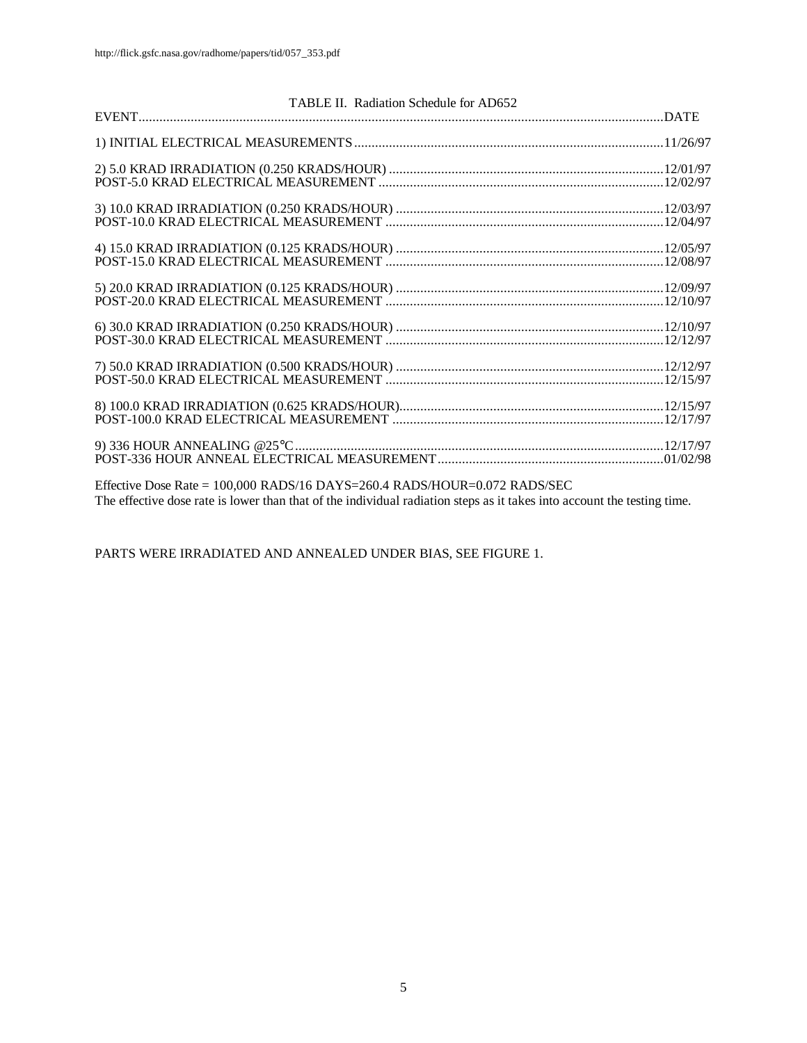TABLE II. Radiation Schedule for AD652

| EVENT | DATE |
|---|---|
| 1) INITIAL ELECTRICAL MEASUREMENTS | 11/26/97 |
| 2) 5.0 KRAD IRRADIATION (0.250 KRADS/HOUR) | 12/01/97 |
| POST-5.0 KRAD ELECTRICAL MEASUREMENT | 12/02/97 |
| 3) 10.0 KRAD IRRADIATION (0.250 KRADS/HOUR) | 12/03/97 |
| POST-10.0 KRAD ELECTRICAL MEASUREMENT | 12/04/97 |
| 4) 15.0 KRAD IRRADIATION (0.125 KRADS/HOUR) | 12/05/97 |
| POST-15.0 KRAD ELECTRICAL MEASUREMENT | 12/08/97 |
| 5) 20.0 KRAD IRRADIATION (0.125 KRADS/HOUR) | 12/09/97 |
| POST-20.0 KRAD ELECTRICAL MEASUREMENT | 12/10/97 |
| 6) 30.0 KRAD IRRADIATION (0.250 KRADS/HOUR) | 12/10/97 |
| POST-30.0 KRAD ELECTRICAL MEASUREMENT | 12/12/97 |
| 7) 50.0 KRAD IRRADIATION (0.500 KRADS/HOUR) | 12/12/97 |
| POST-50.0 KRAD ELECTRICAL MEASUREMENT | 12/15/97 |
| 8) 100.0 KRAD IRRADIATION (0.625 KRADS/HOUR) | 12/15/97 |
| POST-100.0 KRAD ELECTRICAL MEASUREMENT | 12/17/97 |
| 9) 336 HOUR ANNEALING @25°C | 12/17/97 |
| POST-336 HOUR ANNEAL ELECTRICAL MEASUREMENT | 01/02/98 |

Effective Dose Rate = 100,000 RADS/16 DAYS=260.4 RADS/HOUR=0.072 RADS/SEC
The effective dose rate is lower than that of the individual radiation steps as it takes into account the testing time.

PARTS WERE IRRADIATED AND ANNEALED UNDER BIAS, SEE FIGURE 1.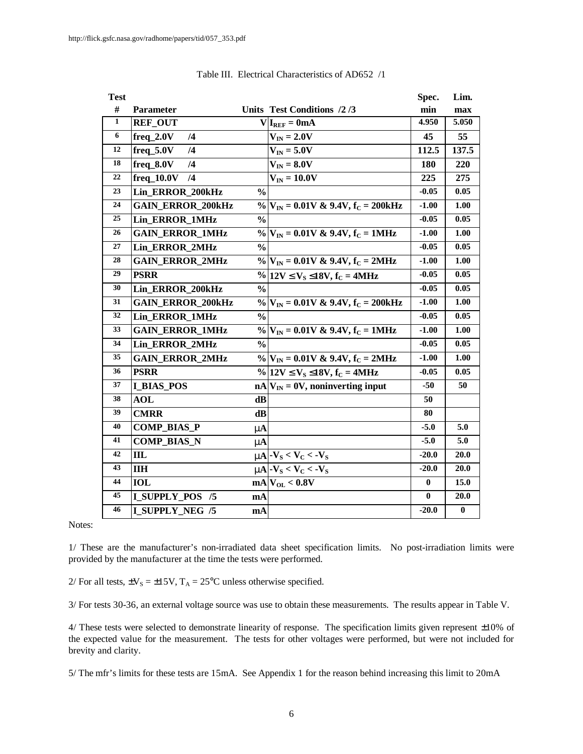http://flick.gsfc.nasa.gov/radhome/papers/tid/057_353.pdf

Table III. Electrical Characteristics of AD652 /1

| Test # | Parameter | Units | Test Conditions /2 /3 | Spec. min | Lim. max |
|---|---|---|---|---|---|
| 1 | REF_OUT | V | $I_{REF}$ = 0mA | 4.950 | 5.050 |
| 6 | freq_2.0V /4 | | $V_{IN}$ = 2.0V | 45 | 55 |
| 12 | freq_5.0V /4 | | $V_{IN}$ = 5.0V | 112.5 | 137.5 |
| 18 | freq_8.0V /4 | | $V_{IN}$ = 8.0V | 180 | 220 |
| 22 | freq_10.0V /4 | | $V_{IN}$ = 10.0V | 225 | 275 |
| 23 | Lin_ERROR_200kHz | % | | -0.05 | 0.05 |
| 24 | GAIN_ERROR_200kHz | % | $V_{IN}$ = 0.01V & 9.4V, $f_C$ = 200kHz | -1.00 | 1.00 |
| 25 | Lin_ERROR_1MHz | % | | -0.05 | 0.05 |
| 26 | GAIN_ERROR_1MHz | % | $V_{IN}$ = 0.01V & 9.4V, $f_C$ = 1MHz | -1.00 | 1.00 |
| 27 | Lin_ERROR_2MHz | % | | -0.05 | 0.05 |
| 28 | GAIN_ERROR_2MHz | % | $V_{IN}$ = 0.01V & 9.4V, $f_C$ = 2MHz | -1.00 | 1.00 |
| 29 | PSRR | % | $12V \leq V_S \leq 18V$, $f_C$ = 4MHz | -0.05 | 0.05 |
| 30 | Lin_ERROR_200kHz | % | | -0.05 | 0.05 |
| 31 | GAIN_ERROR_200kHz | % | $V_{IN}$ = 0.01V & 9.4V, $f_C$ = 200kHz | -1.00 | 1.00 |
| 32 | Lin_ERROR_1MHz | % | | -0.05 | 0.05 |
| 33 | GAIN_ERROR_1MHz | % | $V_{IN}$ = 0.01V & 9.4V, $f_C$ = 1MHz | -1.00 | 1.00 |
| 34 | Lin_ERROR_2MHz | % | | -0.05 | 0.05 |
| 35 | GAIN_ERROR_2MHz | % | $V_{IN}$ = 0.01V & 9.4V, $f_C$ = 2MHz | -1.00 | 1.00 |
| 36 | PSRR | % | $12V \leq V_S \leq 18V$, $f_C$ = 4MHz | -0.05 | 0.05 |
| 37 | I_BIAS_POS | nA | $V_{IN}$ = 0V, noninverting input | -50 | 50 |
| 38 | AOL | dB | | 50 | |
| 39 | CMRR | dB | | 80 | |
| 40 | COMP_BIAS_P | μA | | -5.0 | 5.0 |
| 41 | COMP_BIAS_N | μA | | -5.0 | 5.0 |
| 42 | IIL | μA | $-V_S < V_C < -V_S$ | -20.0 | 20.0 |
| 43 | IIH | μA | $-V_S < V_C < -V_S$ | -20.0 | 20.0 |
| 44 | IOL | mA | $V_{OL}$ < 0.8V | 0 | 15.0 |
| 45 | I_SUPPLY_POS /5 | mA | | 0 | 20.0 |
| 46 | I_SUPPLY_NEG /5 | mA | | -20.0 | 0 |

Notes:

1/ These are the manufacturer's non-irradiated data sheet specification limits. No post-irradiation limits were provided by the manufacturer at the time the tests were performed.

2/ For all tests, $\pm V_S = \pm 15V$, $T_A = 25°C$ unless otherwise specified.

3/ For tests 30-36, an external voltage source was use to obtain these measurements. The results appear in Table V.

4/ These tests were selected to demonstrate linearity of response. The specification limits given represent ±10% of the expected value for the measurement. The tests for other voltages were performed, but were not included for brevity and clarity.

5/ The mfr's limits for these tests are 15mA. See Appendix 1 for the reason behind increasing this limit to 20mA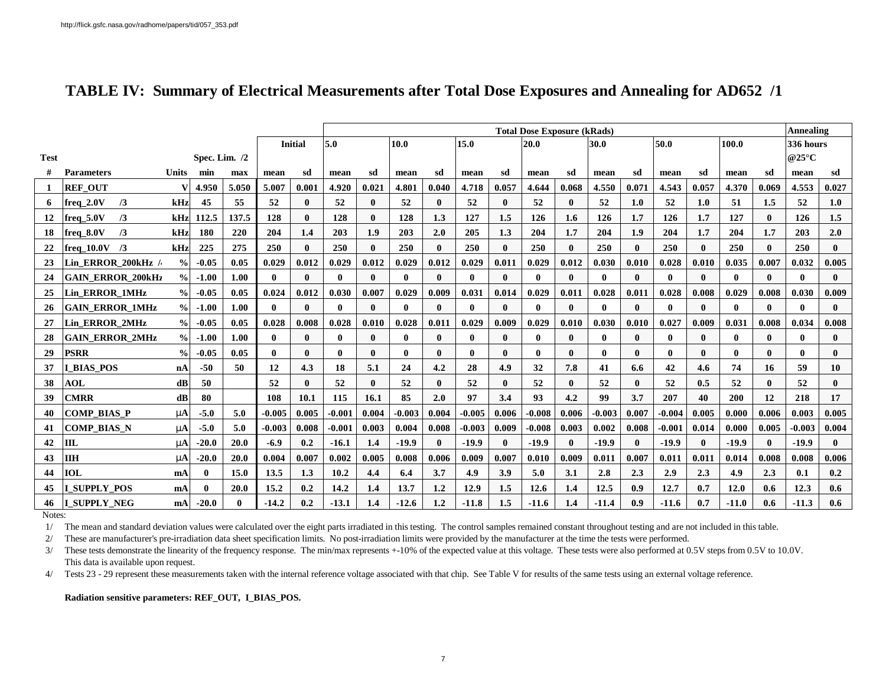http://flick.gsfc.nasa.gov/radhome/papers/tid/057_353.pdf

# TABLE IV: Summary of Electrical Measurements after Total Dose Exposures and Annealing for AD652 /1

| | | | | | Total Dose Exposure (kRads) | | | | | | | | | | | | | | | | | | Annealing | |
|---|---|---|---|---|---|---|---|---|---|---|---|---|---|---|---|---|---|---|---|---|---|---|---|---|
| | | | | | Initial | | 5.0 | | 10.0 | | 15.0 | | 20.0 | | 30.0 | | 50.0 | | 100.0 | | | | 336 hours @25°C | |
| Test # | Parameters | Units | Spec. Lim. /2 min | max | mean | sd | mean | sd | mean | sd | mean | sd | mean | sd | mean | sd | mean | sd | mean | sd | | | mean | sd |
| 1 | REF_OUT | V | 4.950 | 5.050 | 5.007 | 0.001 | 4.920 | 0.021 | 4.801 | 0.040 | 4.718 | 0.057 | 4.644 | 0.068 | 4.550 | 0.071 | 4.543 | 0.057 | 4.370 | 0.069 | | | 4.553 | 0.027 |
| 6 | freq_2.0V /3 | kHz | 45 | 55 | 52 | 0 | 52 | 0 | 52 | 0 | 52 | 0 | 52 | 0 | 52 | 1.0 | 52 | 1.0 | 51 | 1.5 | | | 52 | 1.0 |
| 12 | freq_5.0V /3 | kHz | 112.5 | 137.5 | 128 | 0 | 128 | 0 | 128 | 1.3 | 127 | 1.5 | 126 | 1.6 | 126 | 1.7 | 126 | 1.7 | 127 | 0 | | | 126 | 1.5 |
| 18 | freq_8.0V /3 | kHz | 180 | 220 | 204 | 1.4 | 203 | 1.9 | 203 | 2.0 | 205 | 1.3 | 204 | 1.7 | 204 | 1.9 | 204 | 1.7 | 204 | 1.7 | | | 203 | 2.0 |
| 22 | freq_10.0V /3 | kHz | 225 | 275 | 250 | 0 | 250 | 0 | 250 | 0 | 250 | 0 | 250 | 0 | 250 | 0 | 250 | 0 | 250 | 0 | | | 250 | 0 |
| 23 | Lin_ERROR_200kHz /4 | % | -0.05 | 0.05 | 0.029 | 0.012 | 0.029 | 0.012 | 0.029 | 0.012 | 0.029 | 0.011 | 0.029 | 0.012 | 0.030 | 0.010 | 0.028 | 0.010 | 0.035 | 0.007 | | | 0.032 | 0.005 |
| 24 | GAIN_ERROR_200kHz | % | -1.00 | 1.00 | 0 | 0 | 0 | 0 | 0 | 0 | 0 | 0 | 0 | 0 | 0 | 0 | 0 | 0 | 0 | 0 | | | 0 | 0 |
| 25 | Lin_ERROR_1MHz | % | -0.05 | 0.05 | 0.024 | 0.012 | 0.030 | 0.007 | 0.029 | 0.009 | 0.031 | 0.014 | 0.029 | 0.011 | 0.028 | 0.011 | 0.028 | 0.008 | 0.029 | 0.008 | | | 0.030 | 0.009 |
| 26 | GAIN_ERROR_1MHz | % | -1.00 | 1.00 | 0 | 0 | 0 | 0 | 0 | 0 | 0 | 0 | 0 | 0 | 0 | 0 | 0 | 0 | 0 | 0 | | | 0 | 0 |
| 27 | Lin_ERROR_2MHz | % | -0.05 | 0.05 | 0.028 | 0.008 | 0.028 | 0.010 | 0.028 | 0.011 | 0.029 | 0.009 | 0.029 | 0.010 | 0.030 | 0.010 | 0.027 | 0.009 | 0.031 | 0.008 | | | 0.034 | 0.008 |
| 28 | GAIN_ERROR_2MHz | % | -1.00 | 1.00 | 0 | 0 | 0 | 0 | 0 | 0 | 0 | 0 | 0 | 0 | 0 | 0 | 0 | 0 | 0 | 0 | | | 0 | 0 |
| 29 | PSRR | % | -0.05 | 0.05 | 0 | 0 | 0 | 0 | 0 | 0 | 0 | 0 | 0 | 0 | 0 | 0 | 0 | 0 | 0 | 0 | | | 0 | 0 |
| 37 | I_BIAS_POS | nA | -50 | 50 | 12 | 4.3 | 18 | 5.1 | 24 | 4.2 | 28 | 4.9 | 32 | 7.8 | 41 | 6.6 | 42 | 4.6 | 74 | 16 | | | 59 | 10 |
| 38 | AOL | dB | 50 | | 52 | 0 | 52 | 0 | 52 | 0 | 52 | 0 | 52 | 0 | 52 | 0 | 52 | 0.5 | 52 | 0 | | | 52 | 0 |
| 39 | CMRR | dB | 80 | | 108 | 10.1 | 115 | 16.1 | 85 | 2.0 | 97 | 3.4 | 93 | 4.2 | 99 | 3.7 | 207 | 40 | 200 | 12 | | | 218 | 17 |
| 40 | COMP_BIAS_P | μA | -5.0 | 5.0 | -0.005 | 0.005 | -0.001 | 0.004 | -0.003 | 0.004 | -0.005 | 0.006 | -0.008 | 0.006 | -0.003 | 0.007 | -0.004 | 0.005 | 0.000 | 0.006 | | | 0.003 | 0.005 |
| 41 | COMP_BIAS_N | μA | -5.0 | 5.0 | -0.003 | 0.008 | -0.001 | 0.003 | 0.004 | 0.008 | -0.003 | 0.009 | -0.008 | 0.003 | 0.002 | 0.008 | -0.001 | 0.014 | 0.000 | 0.005 | | | -0.003 | 0.004 |
| 42 | IIL | μA | -20.0 | 20.0 | -6.9 | 0.2 | -16.1 | 1.4 | -19.9 | 0 | -19.9 | 0 | -19.9 | 0 | -19.9 | 0 | -19.9 | 0 | -19.9 | 0 | | | -19.9 | 0 |
| 43 | IIH | μA | -20.0 | 20.0 | 0.004 | 0.007 | 0.002 | 0.005 | 0.008 | 0.006 | 0.009 | 0.007 | 0.010 | 0.009 | 0.011 | 0.007 | 0.011 | 0.011 | 0.014 | 0.008 | | | 0.008 | 0.006 |
| 44 | IOL | mA | 0 | 15.0 | 13.5 | 1.3 | 10.2 | 4.4 | 6.4 | 3.7 | 4.9 | 3.9 | 5.0 | 3.1 | 2.8 | 2.3 | 2.9 | 2.3 | 4.9 | 2.3 | | | 0.1 | 0.2 |
| 45 | I_SUPPLY_POS | mA | 0 | 20.0 | 15.2 | 0.2 | 14.2 | 1.4 | 13.7 | 1.2 | 12.9 | 1.5 | 12.6 | 1.4 | 12.5 | 0.9 | 12.7 | 0.7 | 12.0 | 0.6 | | | 12.3 | 0.6 |
| 46 | I_SUPPLY_NEG | mA | -20.0 | 0 | -14.2 | 0.2 | -13.1 | 1.4 | -12.6 | 1.2 | -11.8 | 1.5 | -11.6 | 1.4 | -11.4 | 0.9 | -11.6 | 0.7 | -11.0 | 0.6 | | | -11.3 | 0.6 |

Notes:

1/ The mean and standard deviation values were calculated over the eight parts irradiated in this testing. The control samples remained constant throughout testing and are not included in this table.

2/ These are manufacturer's pre-irradiation data sheet specification limits. No post-irradiation limits were provided by the manufacturer at the time the tests were performed.

3/ These tests demonstrate the linearity of the frequency response. The min/max represents +-10% of the expected value at this voltage. These tests were also performed at 0.5V steps from 0.5V to 10.0V. This data is available upon request.

4/ Tests 23 - 29 represent these measurements taken with the internal reference voltage associated with that chip. See Table V for results of the same tests using an external voltage reference.

**Radiation sensitive parameters: REF_OUT, I_BIAS_POS.**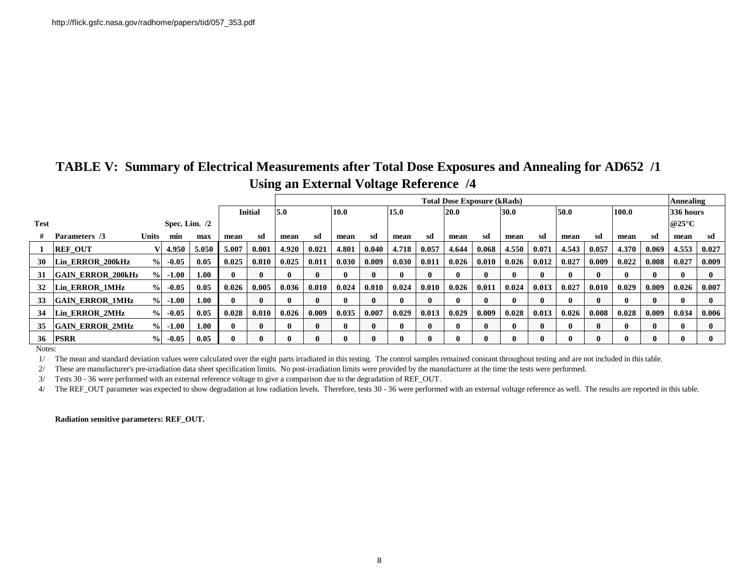http://flick.gsfc.nasa.gov/radhome/papers/tid/057_353.pdf

## TABLE V: Summary of Electrical Measurements after Total Dose Exposures and Annealing for AD652 /1 Using an External Voltage Reference /4

| Test | | | | | | | Total Dose Exposure (kRads) | | | | | | | | | | | | | | | | Annealing | |
|---|---|---|---|---|---|---|---|---|---|---|---|---|---|---|---|---|---|---|---|---|---|---|---|---|
| | | | Spec. Lim. /2 | | Initial | | 5.0 | | 10.0 | | 15.0 | | 20.0 | | 30.0 | | 50.0 | | 100.0 | | | | 336 hours @25°C | |
| # | Parameters /3 | Units | min | max | mean | sd | mean | sd | mean | sd | mean | sd | mean | sd | mean | sd | mean | sd | mean | sd | | | mean | sd |
| 1 | REF_OUT | V | 4.950 | 5.050 | 5.007 | 0.001 | 4.920 | 0.021 | 4.801 | 0.040 | 4.718 | 0.057 | 4.644 | 0.068 | 4.550 | 0.071 | 4.543 | 0.057 | 4.370 | 0.069 | | | 4.553 | 0.027 |
| 30 | Lin_ERROR_200kHz | % | -0.05 | 0.05 | 0.025 | 0.010 | 0.025 | 0.011 | 0.030 | 0.009 | 0.030 | 0.011 | 0.026 | 0.010 | 0.026 | 0.012 | 0.027 | 0.009 | 0.022 | 0.008 | | | 0.027 | 0.009 |
| 31 | GAIN_ERROR_200kHz | % | -1.00 | 1.00 | 0 | 0 | 0 | 0 | 0 | 0 | 0 | 0 | 0 | 0 | 0 | 0 | 0 | 0 | 0 | 0 | | | 0 | 0 |
| 32 | Lin_ERROR_1MHz | % | -0.05 | 0.05 | 0.026 | 0.005 | 0.036 | 0.010 | 0.024 | 0.010 | 0.024 | 0.010 | 0.026 | 0.011 | 0.024 | 0.013 | 0.027 | 0.010 | 0.029 | 0.009 | | | 0.026 | 0.007 |
| 33 | GAIN_ERROR_1MHz | % | -1.00 | 1.00 | 0 | 0 | 0 | 0 | 0 | 0 | 0 | 0 | 0 | 0 | 0 | 0 | 0 | 0 | 0 | 0 | | | 0 | 0 |
| 34 | Lin_ERROR_2MHz | % | -0.05 | 0.05 | 0.028 | 0.010 | 0.026 | 0.009 | 0.035 | 0.007 | 0.029 | 0.013 | 0.029 | 0.009 | 0.028 | 0.013 | 0.026 | 0.008 | 0.028 | 0.009 | | | 0.034 | 0.006 |
| 35 | GAIN_ERROR_2MHz | % | -1.00 | 1.00 | 0 | 0 | 0 | 0 | 0 | 0 | 0 | 0 | 0 | 0 | 0 | 0 | 0 | 0 | 0 | 0 | | | 0 | 0 |
| 36 | PSRR | % | -0.05 | 0.05 | 0 | 0 | 0 | 0 | 0 | 0 | 0 | 0 | 0 | 0 | 0 | 0 | 0 | 0 | 0 | 0 | | | 0 | 0 |

Notes:

1/ The mean and standard deviation values were calculated over the eight parts irradiated in this testing. The control samples remained constant throughout testing and are not included in this table.

2/ These are manufacturer's pre-irradiation data sheet specification limits. No post-irradiation limits were provided by the manufacturer at the time the tests were performed.

3/ Tests 30 - 36 were performed with an external reference voltage to give a comparison due to the degradation of REF_OUT.

4/ The REF_OUT parameter was expected to show degradation at low radiation levels. Therefore, tests 30 - 36 were performed with an external voltage reference as well. The results are reported in this table.

**Radiation sensitive parameters: REF_OUT.**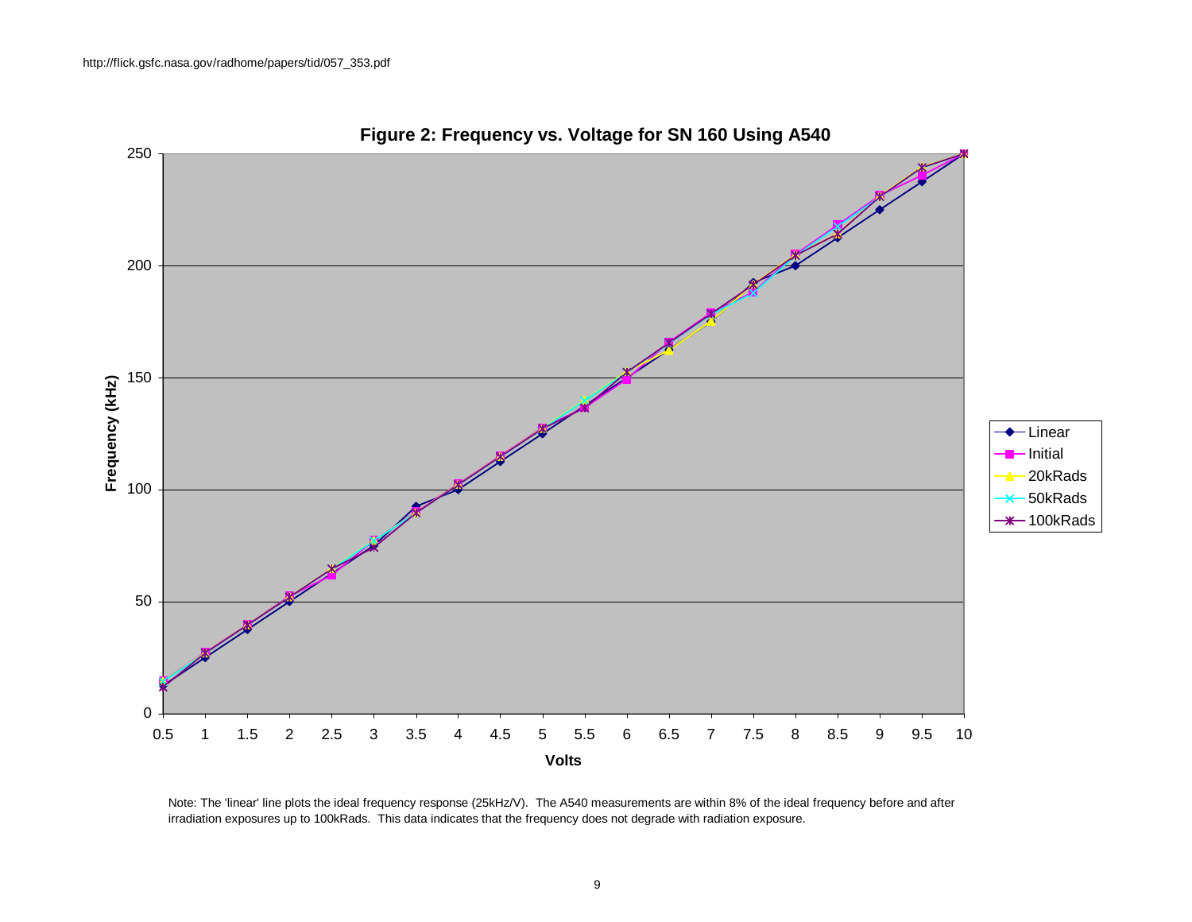http://flick.gsfc.nasa.gov/radhome/papers/tid/057_353.pdf

**Figure 2: Frequency vs. Voltage for SN 160 Using A540**

Note: The 'linear' line plots the ideal frequency response (25kHz/V). The A540 measurements are within 8% of the ideal frequency before and after irradiation exposures up to 100kRads. This data indicates that the frequency does not degrade with radiation exposure.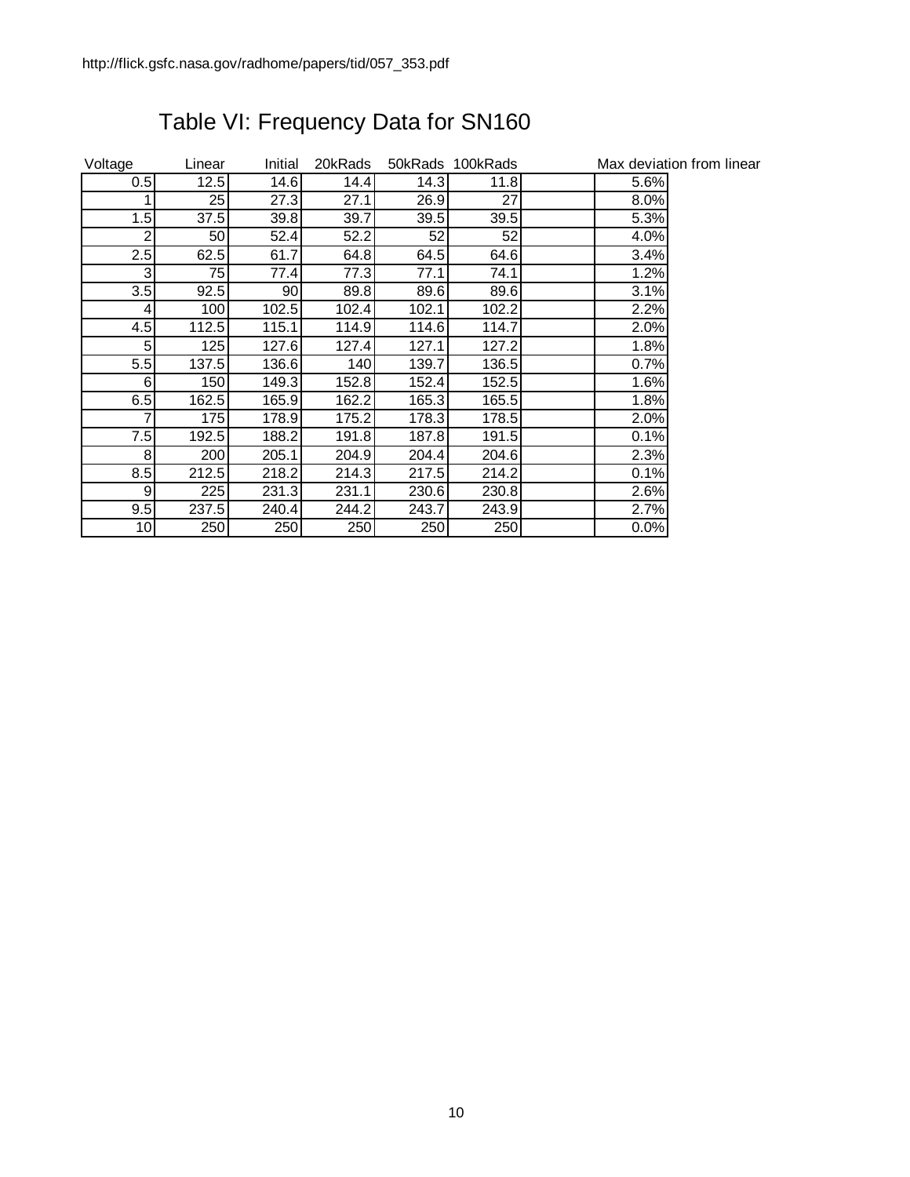http://flick.gsfc.nasa.gov/radhome/papers/tid/057_353.pdf

# Table VI: Frequency Data for SN160

| Voltage | Linear | Initial | 20kRads | 50kRads | 100kRads | | Max deviation from linear |
|---|---|---|---|---|---|---|---|
| 0.5 | 12.5 | 14.6 | 14.4 | 14.3 | 11.8 | | 5.6% |
| 1 | 25 | 27.3 | 27.1 | 26.9 | 27 | | 8.0% |
| 1.5 | 37.5 | 39.8 | 39.7 | 39.5 | 39.5 | | 5.3% |
| 2 | 50 | 52.4 | 52.2 | 52 | 52 | | 4.0% |
| 2.5 | 62.5 | 61.7 | 64.8 | 64.5 | 64.6 | | 3.4% |
| 3 | 75 | 77.4 | 77.3 | 77.1 | 74.1 | | 1.2% |
| 3.5 | 92.5 | 90 | 89.8 | 89.6 | 89.6 | | 3.1% |
| 4 | 100 | 102.5 | 102.4 | 102.1 | 102.2 | | 2.2% |
| 4.5 | 112.5 | 115.1 | 114.9 | 114.6 | 114.7 | | 2.0% |
| 5 | 125 | 127.6 | 127.4 | 127.1 | 127.2 | | 1.8% |
| 5.5 | 137.5 | 136.6 | 140 | 139.7 | 136.5 | | 0.7% |
| 6 | 150 | 149.3 | 152.8 | 152.4 | 152.5 | | 1.6% |
| 6.5 | 162.5 | 165.9 | 162.2 | 165.3 | 165.5 | | 1.8% |
| 7 | 175 | 178.9 | 175.2 | 178.3 | 178.5 | | 2.0% |
| 7.5 | 192.5 | 188.2 | 191.8 | 187.8 | 191.5 | | 0.1% |
| 8 | 200 | 205.1 | 204.9 | 204.4 | 204.6 | | 2.3% |
| 8.5 | 212.5 | 218.2 | 214.3 | 217.5 | 214.2 | | 0.1% |
| 9 | 225 | 231.3 | 231.1 | 230.6 | 230.8 | | 2.6% |
| 9.5 | 237.5 | 240.4 | 244.2 | 243.7 | 243.9 | | 2.7% |
| 10 | 250 | 250 | 250 | 250 | 250 | | 0.0% |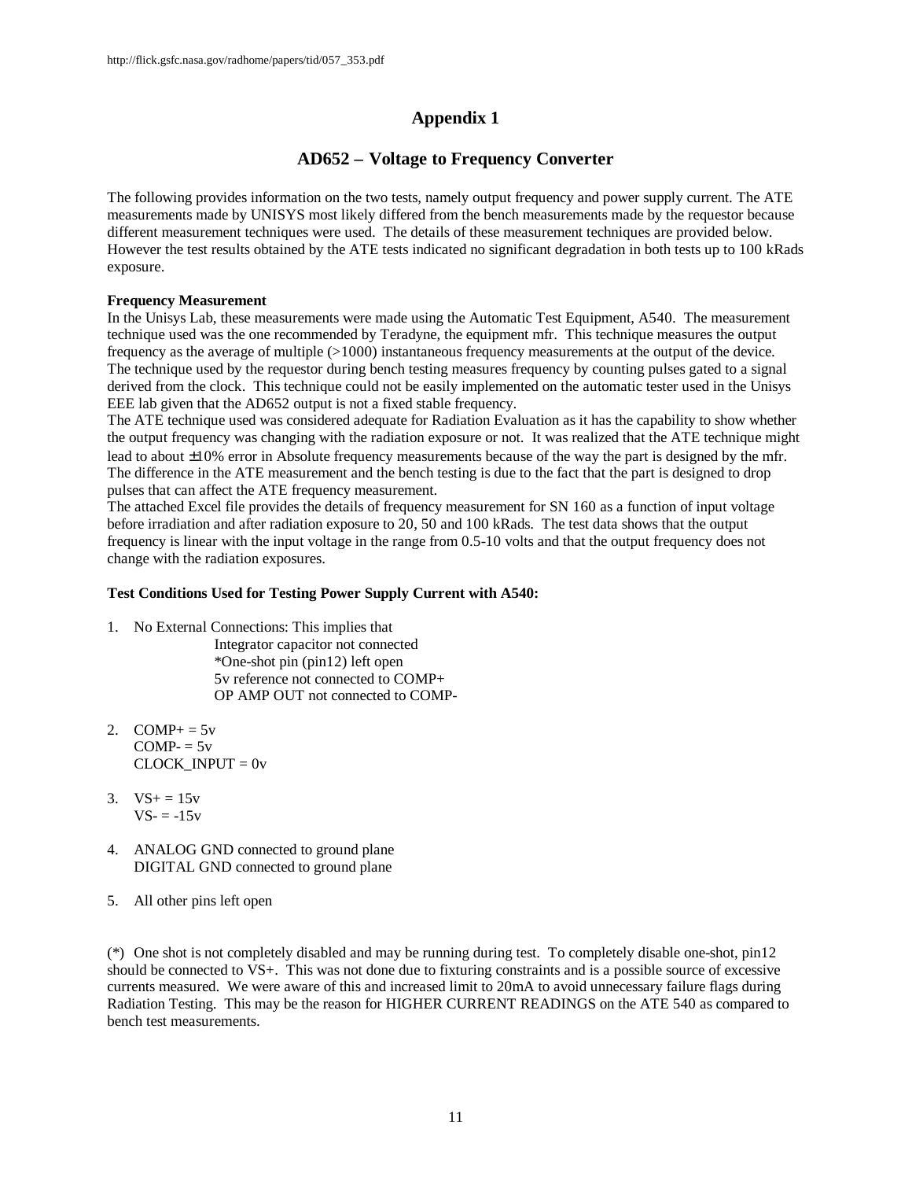# Appendix 1

## AD652 – Voltage to Frequency Converter

The following provides information on the two tests, namely output frequency and power supply current. The ATE measurements made by UNISYS most likely differed from the bench measurements made by the requestor because different measurement techniques were used. The details of these measurement techniques are provided below. However the test results obtained by the ATE tests indicated no significant degradation in both tests up to 100 kRads exposure.

**Frequency Measurement**

In the Unisys Lab, these measurements were made using the Automatic Test Equipment, A540. The measurement technique used was the one recommended by Teradyne, the equipment mfr. This technique measures the output frequency as the average of multiple (>1000) instantaneous frequency measurements at the output of the device. The technique used by the requestor during bench testing measures frequency by counting pulses gated to a signal derived from the clock. This technique could not be easily implemented on the automatic tester used in the Unisys EEE lab given that the AD652 output is not a fixed stable frequency.

The ATE technique used was considered adequate for Radiation Evaluation as it has the capability to show whether the output frequency was changing with the radiation exposure or not. It was realized that the ATE technique might lead to about ±10% error in Absolute frequency measurements because of the way the part is designed by the mfr. The difference in the ATE measurement and the bench testing is due to the fact that the part is designed to drop pulses that can affect the ATE frequency measurement.

The attached Excel file provides the details of frequency measurement for SN 160 as a function of input voltage before irradiation and after radiation exposure to 20, 50 and 100 kRads. The test data shows that the output frequency is linear with the input voltage in the range from 0.5-10 volts and that the output frequency does not change with the radiation exposures.

**Test Conditions Used for Testing Power Supply Current with A540:**

1. No External Connections: This implies that
   Integrator capacitor not connected
   *One-shot pin (pin12) left open
   5v reference not connected to COMP+
   OP AMP OUT not connected to COMP-

2. COMP+ = 5v
   COMP- = 5v
   CLOCK_INPUT = 0v

3. VS+ = 15v
   VS- = -15v

4. ANALOG GND connected to ground plane
   DIGITAL GND connected to ground plane

5. All other pins left open

(*) One shot is not completely disabled and may be running during test. To completely disable one-shot, pin12 should be connected to VS+. This was not done due to fixturing constraints and is a possible source of excessive currents measured. We were aware of this and increased limit to 20mA to avoid unnecessary failure flags during Radiation Testing. This may be the reason for HIGHER CURRENT READINGS on the ATE 540 as compared to bench test measurements.